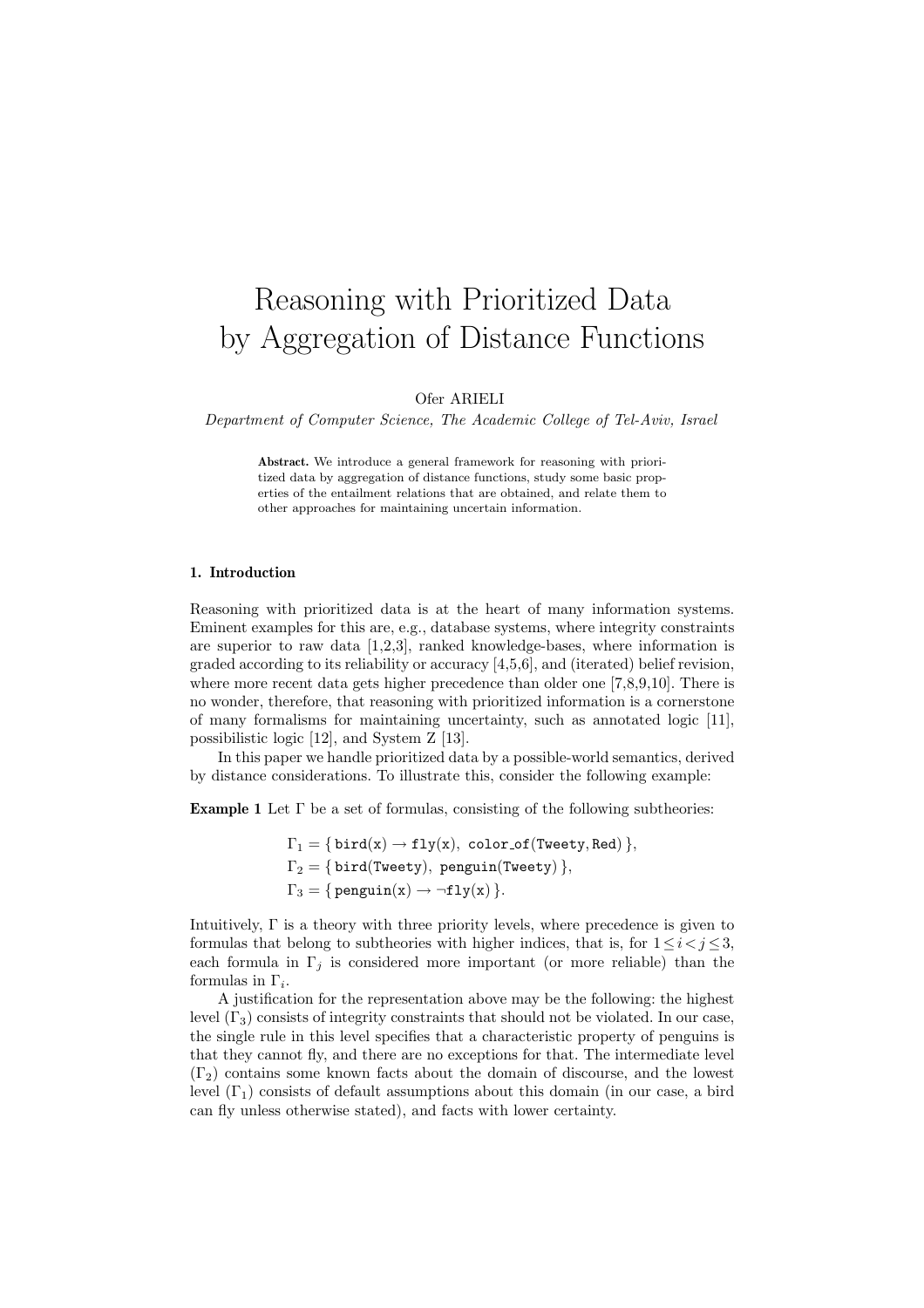# Reasoning with Prioritized Data by Aggregation of Distance Functions

Ofer ARIELI

*Department of Computer Science, The Academic College of Tel-Aviv, Israel*

**Abstract.** We introduce a general framework for reasoning with prioritized data by aggregation of distance functions, study some basic properties of the entailment relations that are obtained, and relate them to other approaches for maintaining uncertain information.

## 1. Introduction

Reasoning with prioritized data is at the heart of many information systems. Eminent examples for this are, e.g., database systems, where integrity constraints are superior to raw data [1,2,3], ranked knowledge-bases, where information is graded according to its reliability or accuracy [4,5,6], and (iterated) belief revision, where more recent data gets higher precedence than older one [7,8,9,10]. There is no wonder, therefore, that reasoning with prioritized information is a cornerstone of many formalisms for maintaining uncertainty, such as annotated logic [11], possibilistic logic [12], and System Z [13].

In this paper we handle prioritized data by a possible-world semantics, derived by distance considerations. To illustrate this, consider the following example:

**Example 1** Let $\Gamma$ be a set of formulas, consisting of the following subtheories:

$$\Gamma_1 = \{\, \mathtt{bird(x)} \rightarrow \mathtt{fly(x)},\ \mathtt{color\_of(Tweety, Red)} \,\},$$
$$\Gamma_2 = \{\, \mathtt{bird(Tweety)},\ \mathtt{penguin(Tweety)} \,\},$$
$$\Gamma_3 = \{\, \mathtt{penguin(x)} \rightarrow \neg\mathtt{fly(x)} \,\}.$$

Intuitively, $\Gamma$ is a theory with three priority levels, where precedence is given to formulas that belong to subtheories with higher indices, that is, for $1 \leq i < j \leq 3$, each formula in $\Gamma_j$ is considered more important (or more reliable) than the formulas in $\Gamma_i$.

A justification for the representation above may be the following: the highest level ($\Gamma_3$) consists of integrity constraints that should not be violated. In our case, the single rule in this level specifies that a characteristic property of penguins is that they cannot fly, and there are no exceptions for that. The intermediate level ($\Gamma_2$) contains some known facts about the domain of discourse, and the lowest level ($\Gamma_1$) consists of default assumptions about this domain (in our case, a bird can fly unless otherwise stated), and facts with lower certainty.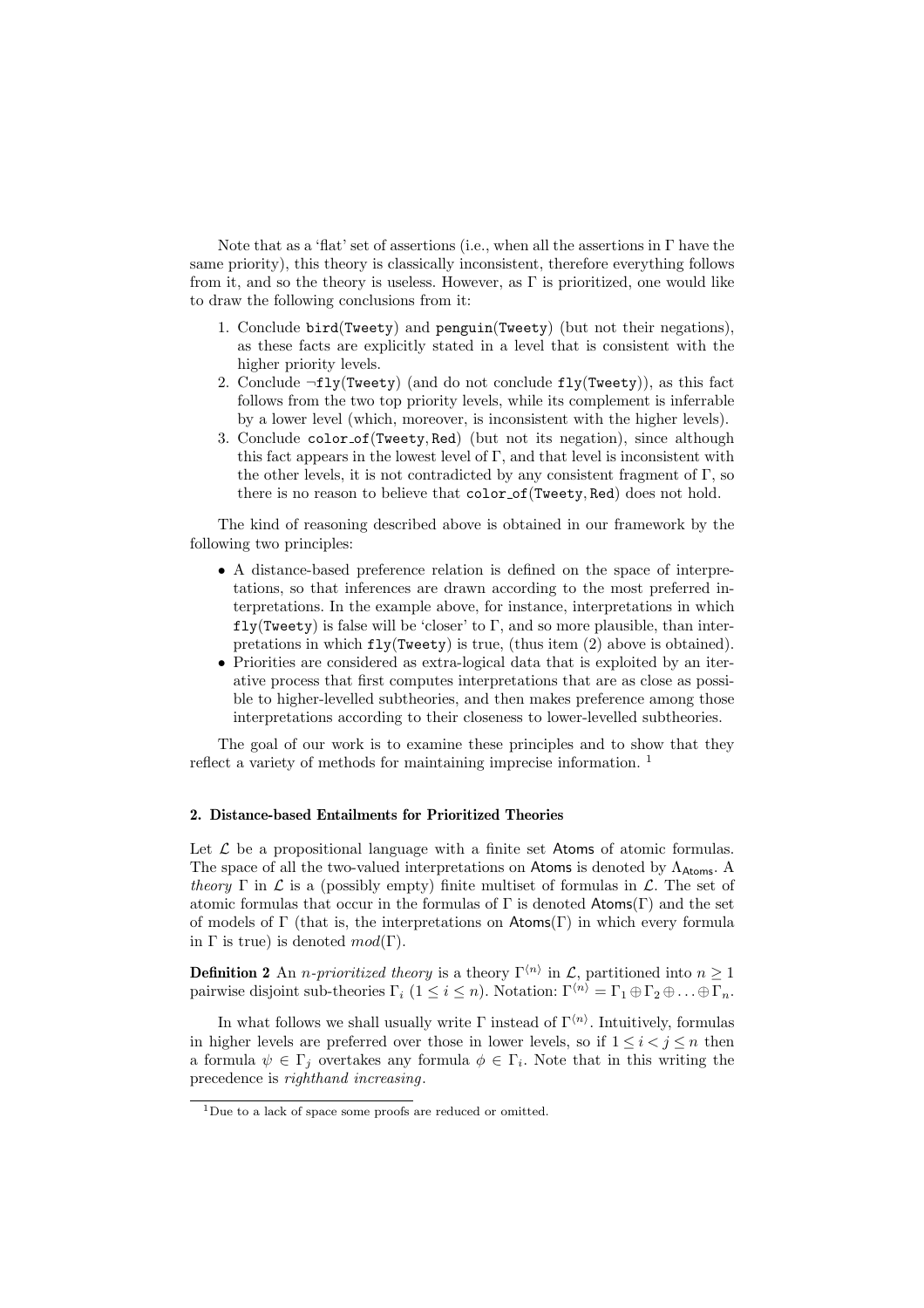Note that as a 'flat' set of assertions (i.e., when all the assertions in $\Gamma$ have the same priority), this theory is classically inconsistent, therefore everything follows from it, and so the theory is useless. However, as $\Gamma$ is prioritized, one would like to draw the following conclusions from it:

1. Conclude `bird(Tweety)` and `penguin(Tweety)` (but not their negations), as these facts are explicitly stated in a level that is consistent with the higher priority levels.
2. Conclude $\neg$`fly(Tweety)` (and do not conclude `fly(Tweety)`), as this fact follows from the two top priority levels, while its complement is inferrable by a lower level (which, moreover, is inconsistent with the higher levels).
3. Conclude `color_of(Tweety, Red)` (but not its negation), since although this fact appears in the lowest level of $\Gamma$, and that level is inconsistent with the other levels, it is not contradicted by any consistent fragment of $\Gamma$, so there is no reason to believe that `color_of(Tweety, Red)` does not hold.

The kind of reasoning described above is obtained in our framework by the following two principles:

- A distance-based preference relation is defined on the space of interpretations, so that inferences are drawn according to the most preferred interpretations. In the example above, for instance, interpretations in which `fly(Tweety)` is false will be 'closer' to $\Gamma$, and so more plausible, than interpretations in which `fly(Tweety)` is true, (thus item (2) above is obtained).
- Priorities are considered as extra-logical data that is exploited by an iterative process that first computes interpretations that are as close as possible to higher-levelled subtheories, and then makes preference among those interpretations according to their closeness to lower-levelled subtheories.

The goal of our work is to examine these principles and to show that they reflect a variety of methods for maintaining imprecise information. [1]

## 2. Distance-based Entailments for Prioritized Theories

Let $\mathcal{L}$ be a propositional language with a finite set $\mathsf{Atoms}$ of atomic formulas. The space of all the two-valued interpretations on $\mathsf{Atoms}$ is denoted by $\Lambda_{\mathsf{Atoms}}$. A *theory* $\Gamma$ in $\mathcal{L}$ is a (possibly empty) finite multiset of formulas in $\mathcal{L}$. The set of atomic formulas that occur in the formulas of $\Gamma$ is denoted $\mathsf{Atoms}(\Gamma)$ and the set of models of $\Gamma$ (that is, the interpretations on $\mathsf{Atoms}(\Gamma)$ in which every formula in $\Gamma$ is true) is denoted $mod(\Gamma)$.

**Definition 2** An *n-prioritized theory* is a theory $\Gamma^{\langle n \rangle}$ in $\mathcal{L}$, partitioned into $n \geq 1$ pairwise disjoint sub-theories $\Gamma_i$ ($1 \leq i \leq n$). Notation: $\Gamma^{\langle n \rangle} = \Gamma_1 \oplus \Gamma_2 \oplus \ldots \oplus \Gamma_n$.

In what follows we shall usually write $\Gamma$ instead of $\Gamma^{\langle n \rangle}$. Intuitively, formulas in higher levels are preferred over those in lower levels, so if $1 \leq i < j \leq n$ then a formula $\psi \in \Gamma_j$ overtakes any formula $\phi \in \Gamma_i$. Note that in this writing the precedence is *righthand increasing*.

[1] Due to a lack of space some proofs are reduced or omitted.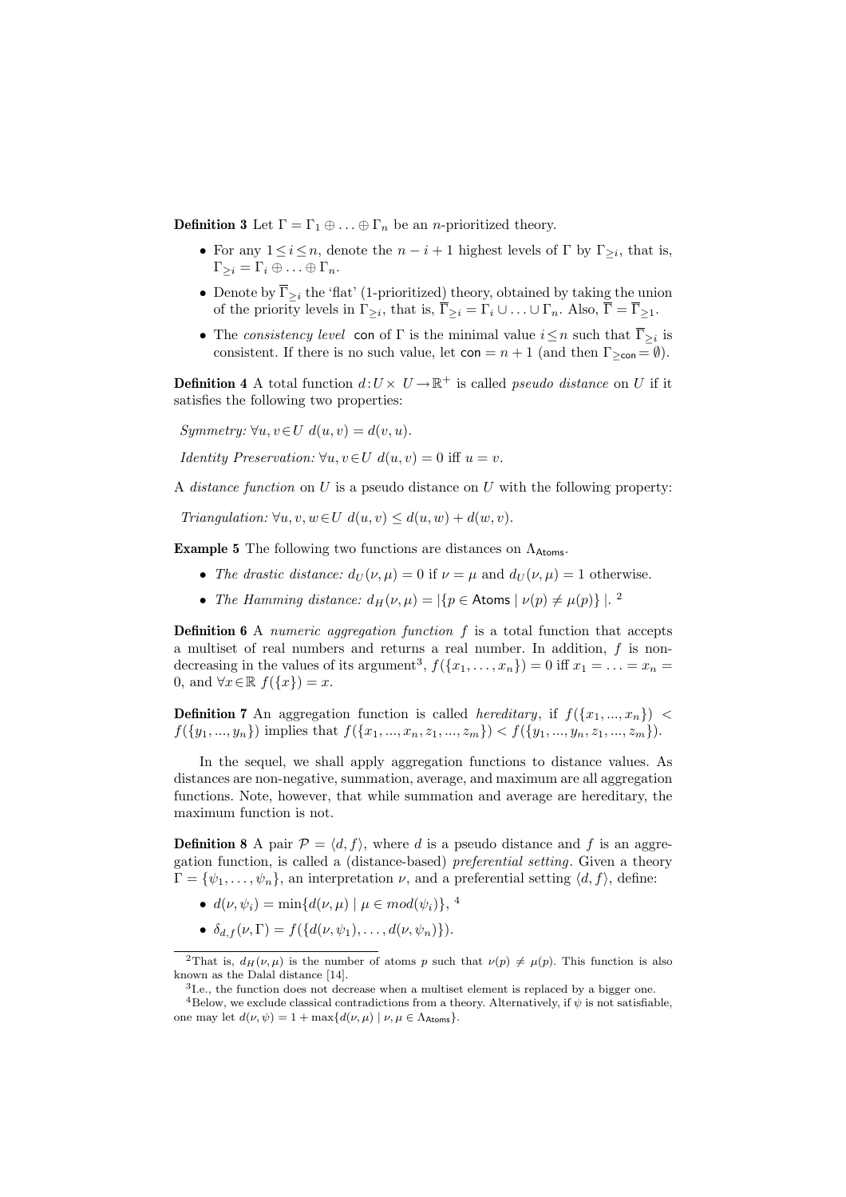**Definition 3** Let $\Gamma = \Gamma_1 \oplus \ldots \oplus \Gamma_n$ be an $n$-prioritized theory.

- For any $1 \leq i \leq n$, denote the $n - i + 1$ highest levels of $\Gamma$ by $\Gamma_{\geq i}$, that is, $\Gamma_{\geq i} = \Gamma_i \oplus \ldots \oplus \Gamma_n$.
- Denote by $\overline{\Gamma}_{\geq i}$ the 'flat' (1-prioritized) theory, obtained by taking the union of the priority levels in $\Gamma_{\geq i}$, that is, $\overline{\Gamma}_{\geq i} = \Gamma_i \cup \ldots \cup \Gamma_n$. Also, $\overline{\Gamma} = \overline{\Gamma}_{\geq 1}$.
- The *consistency level* $\mathsf{con}$ of $\Gamma$ is the minimal value $i \leq n$ such that $\overline{\Gamma}_{\geq i}$ is consistent. If there is no such value, let $\mathsf{con} = n + 1$ (and then $\Gamma_{\geq \mathsf{con}} = \emptyset$).

**Definition 4** A total function $d : U \times U \rightarrow \mathbb{R}^+$ is called *pseudo distance* on $U$ if it satisfies the following two properties:

*Symmetry:* $\forall u, v \in U \; d(u, v) = d(v, u)$.

*Identity Preservation:* $\forall u, v \in U \; d(u, v) = 0$ iff $u = v$.

A *distance function* on $U$ is a pseudo distance on $U$ with the following property:

*Triangulation:* $\forall u, v, w \in U \; d(u, v) \leq d(u, w) + d(w, v)$.

**Example 5** The following two functions are distances on $\Lambda_{\mathsf{Atoms}}$.

- *The drastic distance:* $d_U(\nu, \mu) = 0$ if $\nu = \mu$ and $d_U(\nu, \mu) = 1$ otherwise.
- *The Hamming distance:* $d_H(\nu, \mu) = |\{p \in \mathsf{Atoms} \mid \nu(p) \neq \mu(p)\}|$. [2]

**Definition 6** A *numeric aggregation function* $f$ is a total function that accepts a multiset of real numbers and returns a real number. In addition, $f$ is non-decreasing in the values of its argument[3], $f(\{x_1, \ldots, x_n\}) = 0$ iff $x_1 = \ldots = x_n = 0$, and $\forall x \in \mathbb{R} \; f(\{x\}) = x$.

**Definition 7** An aggregation function is called *hereditary*, if $f(\{x_1, ..., x_n\}) < f(\{y_1, ..., y_n\})$ implies that $f(\{x_1, ..., x_n, z_1, ..., z_m\}) < f(\{y_1, ..., y_n, z_1, ..., z_m\})$.

In the sequel, we shall apply aggregation functions to distance values. As distances are non-negative, summation, average, and maximum are all aggregation functions. Note, however, that while summation and average are hereditary, the maximum function is not.

**Definition 8** A pair $\mathcal{P} = \langle d, f \rangle$, where $d$ is a pseudo distance and $f$ is an aggregation function, is called a (distance-based) *preferential setting*. Given a theory $\Gamma = \{\psi_1, \ldots, \psi_n\}$, an interpretation $\nu$, and a preferential setting $\langle d, f \rangle$, define:

- $d(\nu, \psi_i) = \min\{d(\nu, \mu) \mid \mu \in mod(\psi_i)\}$, [4]
- $\delta_{d,f}(\nu, \Gamma) = f(\{d(\nu, \psi_1), \ldots, d(\nu, \psi_n)\})$.

---

[2] That is, $d_H(\nu, \mu)$ is the number of atoms $p$ such that $\nu(p) \neq \mu(p)$. This function is also known as the Dalal distance [14].

[3] I.e., the function does not decrease when a multiset element is replaced by a bigger one.

[4] Below, we exclude classical contradictions from a theory. Alternatively, if $\psi$ is not satisfiable, one may let $d(\nu, \psi) = 1 + \max\{d(\nu, \mu) \mid \nu, \mu \in \Lambda_{\mathsf{Atoms}}\}$.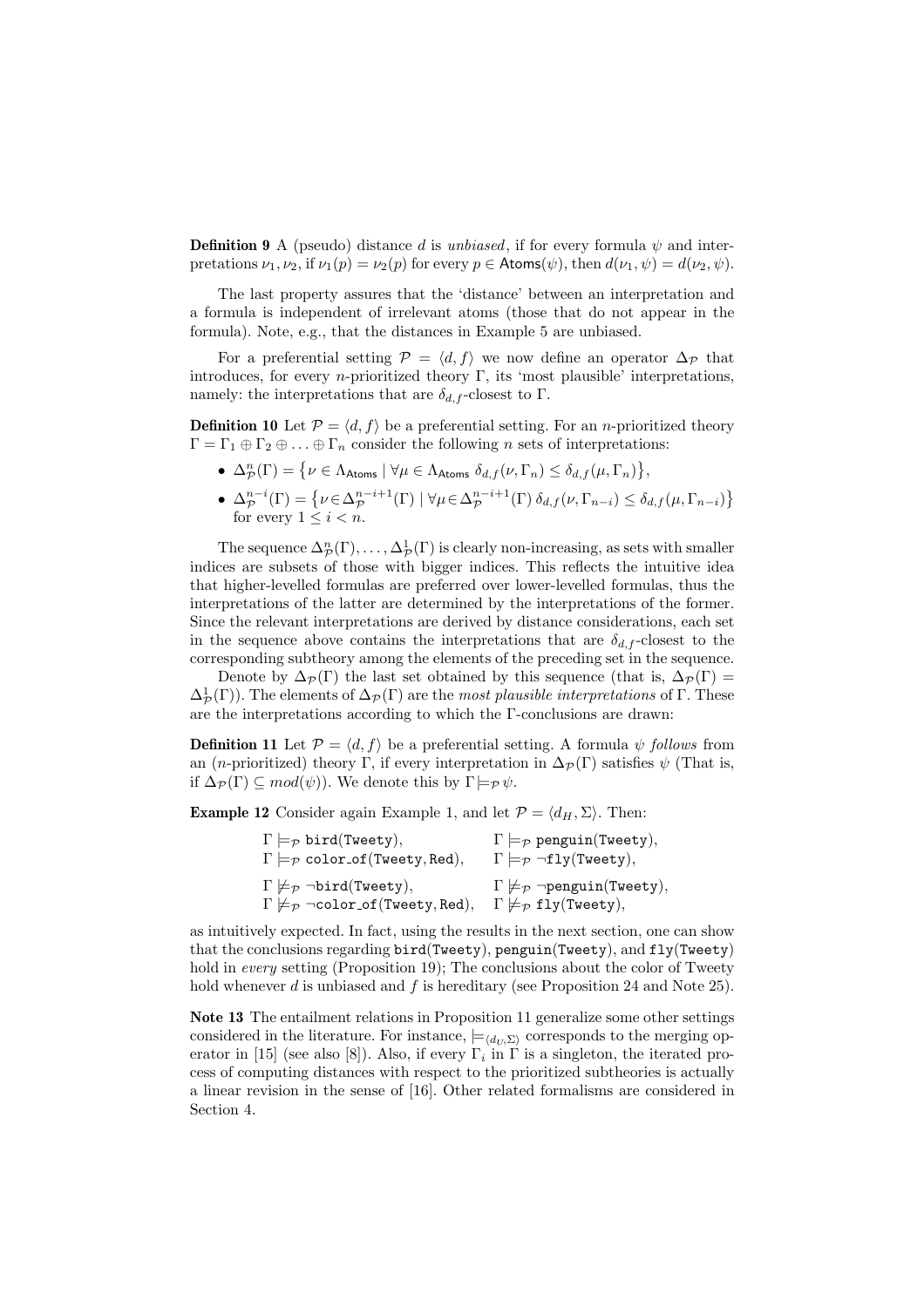**Definition 9** A (pseudo) distance $d$ is *unbiased*, if for every formula $\psi$ and interpretations $\nu_1, \nu_2$, if $\nu_1(p) = \nu_2(p)$ for every $p \in \mathsf{Atoms}(\psi)$, then $d(\nu_1, \psi) = d(\nu_2, \psi)$.

The last property assures that the 'distance' between an interpretation and a formula is independent of irrelevant atoms (those that do not appear in the formula). Note, e.g., that the distances in Example 5 are unbiased.

For a preferential setting $\mathcal{P} = \langle d, f \rangle$ we now define an operator $\Delta_{\mathcal{P}}$ that introduces, for every $n$-prioritized theory $\Gamma$, its 'most plausible' interpretations, namely: the interpretations that are $\delta_{d,f}$-closest to $\Gamma$.

**Definition 10** Let $\mathcal{P} = \langle d, f \rangle$ be a preferential setting. For an $n$-prioritized theory $\Gamma = \Gamma_1 \oplus \Gamma_2 \oplus \ldots \oplus \Gamma_n$ consider the following $n$ sets of interpretations:

- $\Delta^n_{\mathcal{P}}(\Gamma) = \{\nu \in \Lambda_{\mathsf{Atoms}} \mid \forall \mu \in \Lambda_{\mathsf{Atoms}}\ \delta_{d,f}(\nu, \Gamma_n) \leq \delta_{d,f}(\mu, \Gamma_n)\}$,
- $\Delta^{n-i}_{\mathcal{P}}(\Gamma) = \{\nu \in \Delta^{n-i+1}_{\mathcal{P}}(\Gamma) \mid \forall \mu \in \Delta^{n-i+1}_{\mathcal{P}}(\Gamma)\ \delta_{d,f}(\nu, \Gamma_{n-i}) \leq \delta_{d,f}(\mu, \Gamma_{n-i})\}$ for every $1 \leq i < n$.

The sequence $\Delta^n_{\mathcal{P}}(\Gamma), \ldots, \Delta^1_{\mathcal{P}}(\Gamma)$ is clearly non-increasing, as sets with smaller indices are subsets of those with bigger indices. This reflects the intuitive idea that higher-levelled formulas are preferred over lower-levelled formulas, thus the interpretations of the latter are determined by the interpretations of the former. Since the relevant interpretations are derived by distance considerations, each set in the sequence above contains the interpretations that are $\delta_{d,f}$-closest to the corresponding subtheory among the elements of the preceding set in the sequence.

Denote by $\Delta_{\mathcal{P}}(\Gamma)$ the last set obtained by this sequence (that is, $\Delta_{\mathcal{P}}(\Gamma) = \Delta^1_{\mathcal{P}}(\Gamma)$). The elements of $\Delta_{\mathcal{P}}(\Gamma)$ are the *most plausible interpretations* of $\Gamma$. These are the interpretations according to which the $\Gamma$-conclusions are drawn:

**Definition 11** Let $\mathcal{P} = \langle d, f \rangle$ be a preferential setting. A formula $\psi$ *follows* from an ($n$-prioritized) theory $\Gamma$, if every interpretation in $\Delta_{\mathcal{P}}(\Gamma)$ satisfies $\psi$ (That is, if $\Delta_{\mathcal{P}}(\Gamma) \subseteq mod(\psi)$). We denote this by $\Gamma \models_{\mathcal{P}} \psi$.

**Example 12** Consider again Example 1, and let $\mathcal{P} = \langle d_H, \Sigma \rangle$. Then:

$$
\begin{array}{ll}
\Gamma \models_{\mathcal{P}} \texttt{bird(Tweety)}, & \Gamma \models_{\mathcal{P}} \texttt{penguin(Tweety)}, \\
\Gamma \models_{\mathcal{P}} \texttt{color\_of(Tweety,Red)}, & \Gamma \models_{\mathcal{P}} \neg\texttt{fly(Tweety)}, \\
\Gamma \not\models_{\mathcal{P}} \neg\texttt{bird(Tweety)}, & \Gamma \not\models_{\mathcal{P}} \neg\texttt{penguin(Tweety)}, \\
\Gamma \not\models_{\mathcal{P}} \neg\texttt{color\_of(Tweety,Red)}, & \Gamma \not\models_{\mathcal{P}} \texttt{fly(Tweety)},
\end{array}
$$

as intuitively expected. In fact, using the results in the next section, one can show that the conclusions regarding `bird(Tweety)`, `penguin(Tweety)`, and `fly(Tweety)` hold in *every* setting (Proposition 19); The conclusions about the color of Tweety hold whenever $d$ is unbiased and $f$ is hereditary (see Proposition 24 and Note 25).

**Note 13** The entailment relations in Proposition 11 generalize some other settings considered in the literature. For instance, $\models_{\langle d_U, \Sigma \rangle}$ corresponds to the merging operator in [15] (see also [8]). Also, if every $\Gamma_i$ in $\Gamma$ is a singleton, the iterated process of computing distances with respect to the prioritized subtheories is actually a linear revision in the sense of [16]. Other related formalisms are considered in Section 4.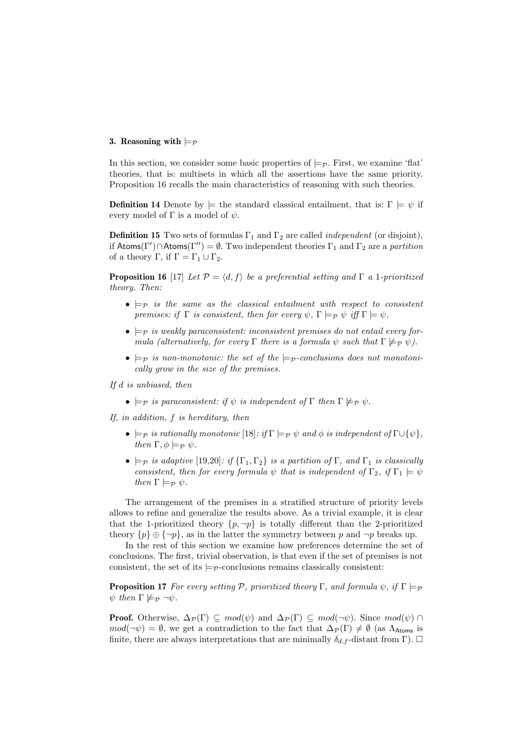## 3. Reasoning with $\models_{\mathcal{P}}$

In this section, we consider some basic properties of $\models_{\mathcal{P}}$. First, we examine 'flat' theories, that is: multisets in which all the assertions have the same priority. Proposition 16 recalls the main characteristics of reasoning with such theories.

**Definition 14** Denote by $\models$ the standard classical entailment, that is: $\Gamma \models \psi$ if every model of $\Gamma$ is a model of $\psi$.

**Definition 15** Two sets of formulas $\Gamma_1$ and $\Gamma_2$ are called *independent* (or disjoint), if $\mathsf{Atoms}(\Gamma') \cap \mathsf{Atoms}(\Gamma'') = \emptyset$. Two independent theories $\Gamma_1$ and $\Gamma_2$ are a *partition* of a theory $\Gamma$, if $\Gamma = \Gamma_1 \cup \Gamma_2$.

**Proposition 16** [17] *Let $\mathcal{P} = \langle d, f \rangle$ be a preferential setting and $\Gamma$ a 1-prioritized theory. Then:*

- *$\models_{\mathcal{P}}$ is the same as the classical entailment with respect to consistent premises: if $\Gamma$ is consistent, then for every $\psi$, $\Gamma \models_{\mathcal{P}} \psi$ iff $\Gamma \models \psi$.*
- *$\models_{\mathcal{P}}$ is weakly paraconsistent: inconsistent premises do not entail every formula (alternatively, for every $\Gamma$ there is a formula $\psi$ such that $\Gamma \not\models_{\mathcal{P}} \psi$).*
- *$\models_{\mathcal{P}}$ is non-monotonic: the set of the $\models_{\mathcal{P}}$-conclusions does not monotonically grow in the size of the premises.*

*If $d$ is unbiased, then*

- *$\models_{\mathcal{P}}$ is paraconsistent: if $\psi$ is independent of $\Gamma$ then $\Gamma \not\models_{\mathcal{P}} \psi$.*

*If, in addition, $f$ is hereditary, then*

- *$\models_{\mathcal{P}}$ is rationally monotonic [18]: if $\Gamma \models_{\mathcal{P}} \psi$ and $\phi$ is independent of $\Gamma \cup \{\psi\}$, then $\Gamma, \phi \models_{\mathcal{P}} \psi$.*
- *$\models_{\mathcal{P}}$ is adaptive [19,20]: if $\{\Gamma_1, \Gamma_2\}$ is a partition of $\Gamma$, and $\Gamma_1$ is classically consistent, then for every formula $\psi$ that is independent of $\Gamma_2$, if $\Gamma_1 \models \psi$ then $\Gamma \models_{\mathcal{P}} \psi$.*

The arrangement of the premises in a stratified structure of priority levels allows to refine and generalize the results above. As a trivial example, it is clear that the 1-prioritized theory $\{p, \neg p\}$ is totally different than the 2-prioritized theory $\{p\} \oplus \{\neg p\}$, as in the latter the symmetry between $p$ and $\neg p$ breaks up.

In the rest of this section we examine how preferences determine the set of conclusions. The first, trivial observation, is that even if the set of premises is not consistent, the set of its $\models_{\mathcal{P}}$-conclusions remains classically consistent:

**Proposition 17** *For every setting $\mathcal{P}$, prioritized theory $\Gamma$, and formula $\psi$, if $\Gamma \models_{\mathcal{P}} \psi$ then $\Gamma \not\models_{\mathcal{P}} \neg\psi$.*

**Proof.** Otherwise, $\Delta_{\mathcal{P}}(\Gamma) \subseteq mod(\psi)$ and $\Delta_{\mathcal{P}}(\Gamma) \subseteq mod(\neg\psi)$. Since $mod(\psi) \cap mod(\neg\psi) = \emptyset$, we get a contradiction to the fact that $\Delta_{\mathcal{P}}(\Gamma) \neq \emptyset$ (as $\Lambda_{\mathsf{Atoms}}$ is finite, there are always interpretations that are minimally $\delta_{d,f}$-distant from $\Gamma$). $\square$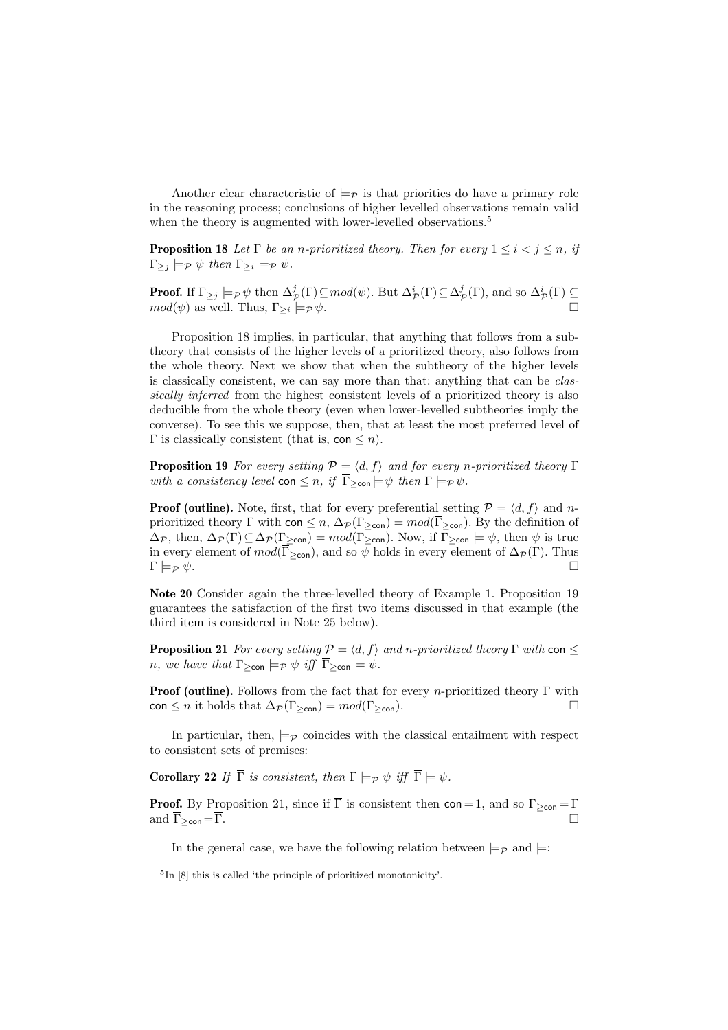Another clear characteristic of $\models_{\mathcal{P}}$ is that priorities do have a primary role in the reasoning process; conclusions of higher levelled observations remain valid when the theory is augmented with lower-levelled observations.[5]

**Proposition 18** *Let $\Gamma$ be an $n$-prioritized theory. Then for every $1 \leq i < j \leq n$, if $\Gamma_{\geq j} \models_{\mathcal{P}} \psi$ then $\Gamma_{\geq i} \models_{\mathcal{P}} \psi$.*

**Proof.** If $\Gamma_{\geq j} \models_{\mathcal{P}} \psi$ then $\Delta^j_{\mathcal{P}}(\Gamma) \subseteq mod(\psi)$. But $\Delta^i_{\mathcal{P}}(\Gamma) \subseteq \Delta^j_{\mathcal{P}}(\Gamma)$, and so $\Delta^i_{\mathcal{P}}(\Gamma) \subseteq mod(\psi)$ as well. Thus, $\Gamma_{\geq i} \models_{\mathcal{P}} \psi$. □

Proposition 18 implies, in particular, that anything that follows from a subtheory that consists of the higher levels of a prioritized theory, also follows from the whole theory. Next we show that when the subtheory of the higher levels is classically consistent, we can say more than that: anything that can be *classically inferred* from the highest consistent levels of a prioritized theory is also deducible from the whole theory (even when lower-levelled subtheories imply the converse). To see this we suppose, then, that at least the most preferred level of $\Gamma$ is classically consistent (that is, $\mathsf{con} \leq n$).

**Proposition 19** *For every setting $\mathcal{P} = \langle d, f \rangle$ and for every $n$-prioritized theory $\Gamma$ with a consistency level $\mathsf{con} \leq n$, if $\overline{\Gamma}_{\geq \mathsf{con}} \models \psi$ then $\Gamma \models_{\mathcal{P}} \psi$.*

**Proof (outline).** Note, first, that for every preferential setting $\mathcal{P} = \langle d, f \rangle$ and $n$-prioritized theory $\Gamma$ with $\mathsf{con} \leq n$, $\Delta_{\mathcal{P}}(\Gamma_{\geq \mathsf{con}}) = mod(\overline{\Gamma}_{\geq \mathsf{con}})$. By the definition of $\Delta_{\mathcal{P}}$, then, $\Delta_{\mathcal{P}}(\Gamma) \subseteq \Delta_{\mathcal{P}}(\Gamma_{\geq \mathsf{con}}) = mod(\overline{\Gamma}_{\geq \mathsf{con}})$. Now, if $\overline{\Gamma}_{\geq \mathsf{con}} \models \psi$, then $\psi$ is true in every element of $mod(\overline{\Gamma}_{\geq \mathsf{con}})$, and so $\psi$ holds in every element of $\Delta_{\mathcal{P}}(\Gamma)$. Thus $\Gamma \models_{\mathcal{P}} \psi$. □

**Note 20** Consider again the three-levelled theory of Example 1. Proposition 19 guarantees the satisfaction of the first two items discussed in that example (the third item is considered in Note 25 below).

**Proposition 21** *For every setting $\mathcal{P} = \langle d, f \rangle$ and $n$-prioritized theory $\Gamma$ with $\mathsf{con} \leq n$, we have that $\Gamma_{\geq \mathsf{con}} \models_{\mathcal{P}} \psi$ iff $\overline{\Gamma}_{\geq \mathsf{con}} \models \psi$.*

**Proof (outline).** Follows from the fact that for every $n$-prioritized theory $\Gamma$ with $\mathsf{con} \leq n$ it holds that $\Delta_{\mathcal{P}}(\Gamma_{\geq \mathsf{con}}) = mod(\overline{\Gamma}_{\geq \mathsf{con}})$. □

In particular, then, $\models_{\mathcal{P}}$ coincides with the classical entailment with respect to consistent sets of premises:

**Corollary 22** *If $\overline{\Gamma}$ is consistent, then $\Gamma \models_{\mathcal{P}} \psi$ iff $\overline{\Gamma} \models \psi$.*

**Proof.** By Proposition 21, since if $\overline{\Gamma}$ is consistent then $\mathsf{con} = 1$, and so $\Gamma_{\geq \mathsf{con}} = \Gamma$ and $\overline{\Gamma}_{\geq \mathsf{con}} = \overline{\Gamma}$. □

In the general case, we have the following relation between $\models_{\mathcal{P}}$ and $\models$:

[5] In [8] this is called 'the principle of prioritized monotonicity'.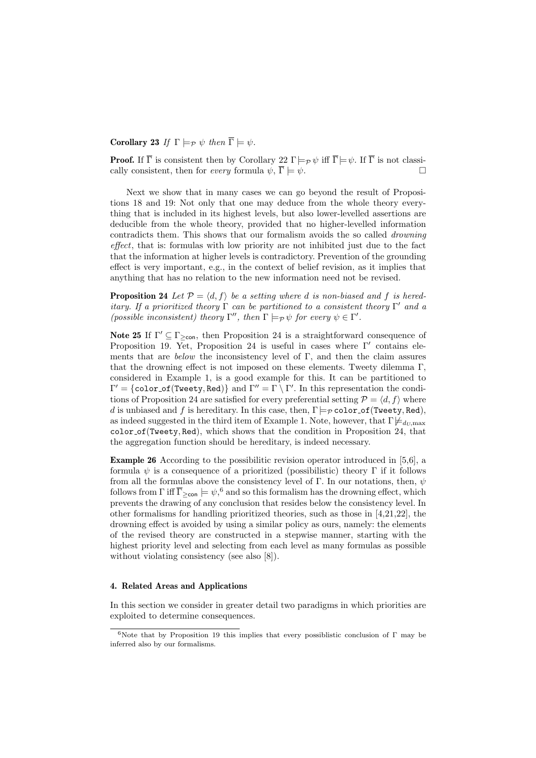**Corollary 23** *If* $\Gamma \models_{\mathcal{P}} \psi$ *then* $\overline{\Gamma} \models \psi$.

**Proof.** If $\overline{\Gamma}$ is consistent then by Corollary 22 $\Gamma \models_{\mathcal{P}} \psi$ iff $\overline{\Gamma} \models \psi$. If $\overline{\Gamma}$ is not classically consistent, then for *every* formula $\psi$, $\overline{\Gamma} \models \psi$. □

Next we show that in many cases we can go beyond the result of Propositions 18 and 19: Not only that one may deduce from the whole theory everything that is included in its highest levels, but also lower-levelled assertions are deducible from the whole theory, provided that no higher-levelled information contradicts them. This shows that our formalism avoids the so called *drowning effect*, that is: formulas with low priority are not inhibited just due to the fact that the information at higher levels is contradictory. Prevention of the grounding effect is very important, e.g., in the context of belief revision, as it implies that anything that has no relation to the new information need not be revised.

**Proposition 24** *Let* $\mathcal{P} = \langle d, f \rangle$ *be a setting where* $d$ *is non-biased and* $f$ *is hereditary. If a prioritized theory* $\Gamma$ *can be partitioned to a consistent theory* $\Gamma'$ *and a (possible inconsistent) theory* $\Gamma''$*, then* $\Gamma \models_{\mathcal{P}} \psi$ *for every* $\psi \in \Gamma'$.

**Note 25** If $\Gamma' \subseteq \Gamma_{\geq \mathsf{con}}$, then Proposition 24 is a straightforward consequence of Proposition 19. Yet, Proposition 24 is useful in cases where $\Gamma'$ contains elements that are *below* the inconsistency level of $\Gamma$, and then the claim assures that the drowning effect is not imposed on these elements. Tweety dilemma $\Gamma$, considered in Example 1, is a good example for this. It can be partitioned to $\Gamma' = \{\mathtt{color\_of(Tweety, Red)}\}$ and $\Gamma'' = \Gamma \setminus \Gamma'$. In this representation the conditions of Proposition 24 are satisfied for every preferential setting $\mathcal{P} = \langle d, f \rangle$ where $d$ is unbiased and $f$ is hereditary. In this case, then, $\Gamma \models_{\mathcal{P}} \mathtt{color\_of(Tweety, Red)}$, as indeed suggested in the third item of Example 1. Note, however, that $\Gamma \not\models_{d_U,\max}$ $\mathtt{color\_of(Tweety, Red)}$, which shows that the condition in Proposition 24, that the aggregation function should be hereditary, is indeed necessary.

**Example 26** According to the possibilitic revision operator introduced in [5,6], a formula $\psi$ is a consequence of a prioritized (possibilistic) theory $\Gamma$ if it follows from all the formulas above the consistency level of $\Gamma$. In our notations, then, $\psi$ follows from $\Gamma$ iff $\overline{\Gamma}_{\geq \mathsf{con}} \models \psi$,[6] and so this formalism has the drowning effect, which prevents the drawing of any conclusion that resides below the consistency level. In other formalisms for handling prioritized theories, such as those in [4,21,22], the drowning effect is avoided by using a similar policy as ours, namely: the elements of the revised theory are constructed in a stepwise manner, starting with the highest priority level and selecting from each level as many formulas as possible without violating consistency (see also [8]).

## 4. Related Areas and Applications

In this section we consider in greater detail two paradigms in which priorities are exploited to determine consequences.

[6] Note that by Proposition 19 this implies that every possiblistic conclusion of $\Gamma$ may be inferred also by our formalisms.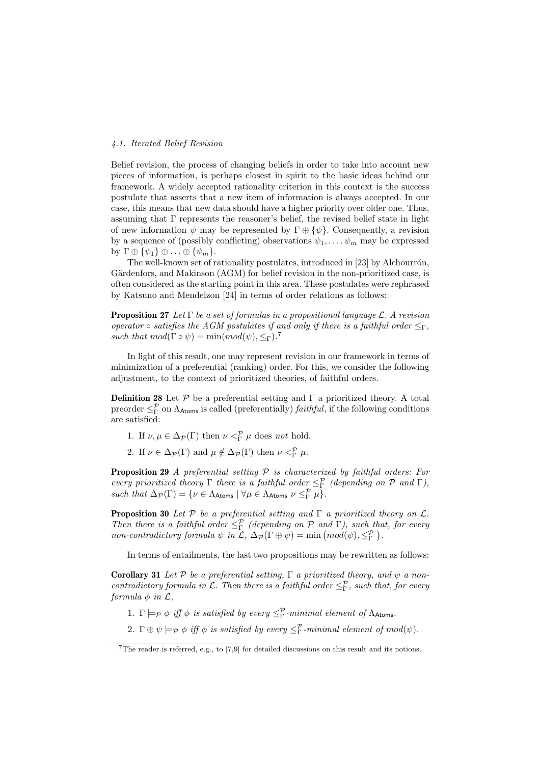### 4.1. Iterated Belief Revision

Belief revision, the process of changing beliefs in order to take into account new pieces of information, is perhaps closest in spirit to the basic ideas behind our framework. A widely accepted rationality criterion in this context is the success postulate that asserts that a new item of information is always accepted. In our case, this means that new data should have a higher priority over older one. Thus, assuming that $\Gamma$ represents the reasoner's belief, the revised belief state in light of new information $\psi$ may be represented by $\Gamma \oplus \{\psi\}$. Consequently, a revision by a sequence of (possibly conflicting) observations $\psi_1, \ldots, \psi_m$ may be expressed by $\Gamma \oplus \{\psi_1\} \oplus \ldots \oplus \{\psi_m\}$.

The well-known set of rationality postulates, introduced in [23] by Alchourrón, Gärdenfors, and Makinson (AGM) for belief revision in the non-prioritized case, is often considered as the starting point in this area. These postulates were rephrased by Katsuno and Mendelzon [24] in terms of order relations as follows:

**Proposition 27** *Let $\Gamma$ be a set of formulas in a propositional language $\mathcal{L}$. A revision operator $\circ$ satisfies the AGM postulates if and only if there is a faithful order $\leq_\Gamma$, such that $mod(\Gamma \circ \psi) = \min(mod(\psi), \leq_\Gamma)$.*[7]

In light of this result, one may represent revision in our framework in terms of minimization of a preferential (ranking) order. For this, we consider the following adjustment, to the context of prioritized theories, of faithful orders.

**Definition 28** Let $\mathcal{P}$ be a preferential setting and $\Gamma$ a prioritized theory. A total preorder $\leq^{\mathcal{P}}_{\Gamma}$ on $\Lambda_{\mathsf{Atoms}}$ is called (preferentially) *faithful*, if the following conditions are satisfied:

1. If $\nu, \mu \in \Delta_{\mathcal{P}}(\Gamma)$ then $\nu <^{\mathcal{P}}_{\Gamma} \mu$ does *not* hold.
2. If $\nu \in \Delta_{\mathcal{P}}(\Gamma)$ and $\mu \notin \Delta_{\mathcal{P}}(\Gamma)$ then $\nu <^{\mathcal{P}}_{\Gamma} \mu$.

**Proposition 29** *A preferential setting $\mathcal{P}$ is characterized by faithful orders: For every prioritized theory $\Gamma$ there is a faithful order $\leq^{\mathcal{P}}_{\Gamma}$ (depending on $\mathcal{P}$ and $\Gamma$), such that $\Delta_{\mathcal{P}}(\Gamma) = \{\nu \in \Lambda_{\mathsf{Atoms}} \mid \forall \mu \in \Lambda_{\mathsf{Atoms}}\ \nu \leq^{\mathcal{P}}_{\Gamma} \mu\}$.*

**Proposition 30** *Let $\mathcal{P}$ be a preferential setting and $\Gamma$ a prioritized theory on $\mathcal{L}$. Then there is a faithful order $\leq^{\mathcal{P}}_{\Gamma}$ (depending on $\mathcal{P}$ and $\Gamma$), such that, for every non-contradictory formula $\psi$ in $\mathcal{L}$, $\Delta_{\mathcal{P}}(\Gamma \oplus \psi) = \min\left(mod(\psi), \leq^{\mathcal{P}}_{\Gamma}\right)$.*

In terms of entailments, the last two propositions may be rewritten as follows:

**Corollary 31** *Let $\mathcal{P}$ be a preferential setting, $\Gamma$ a prioritized theory, and $\psi$ a non-contradictory formula in $\mathcal{L}$. Then there is a faithful order $\leq^{\mathcal{P}}_{\Gamma}$, such that, for every formula $\phi$ in $\mathcal{L}$,*

1. *$\Gamma \models_{\mathcal{P}} \phi$ iff $\phi$ is satisfied by every $\leq^{\mathcal{P}}_{\Gamma}$-minimal element of $\Lambda_{\mathsf{Atoms}}$.*
2. *$\Gamma \oplus \psi \models_{\mathcal{P}} \phi$ iff $\phi$ is satisfied by every $\leq^{\mathcal{P}}_{\Gamma}$-minimal element of $mod(\psi)$.*

[7] The reader is referred, e.g., to [7,9] for detailed discussions on this result and its notions.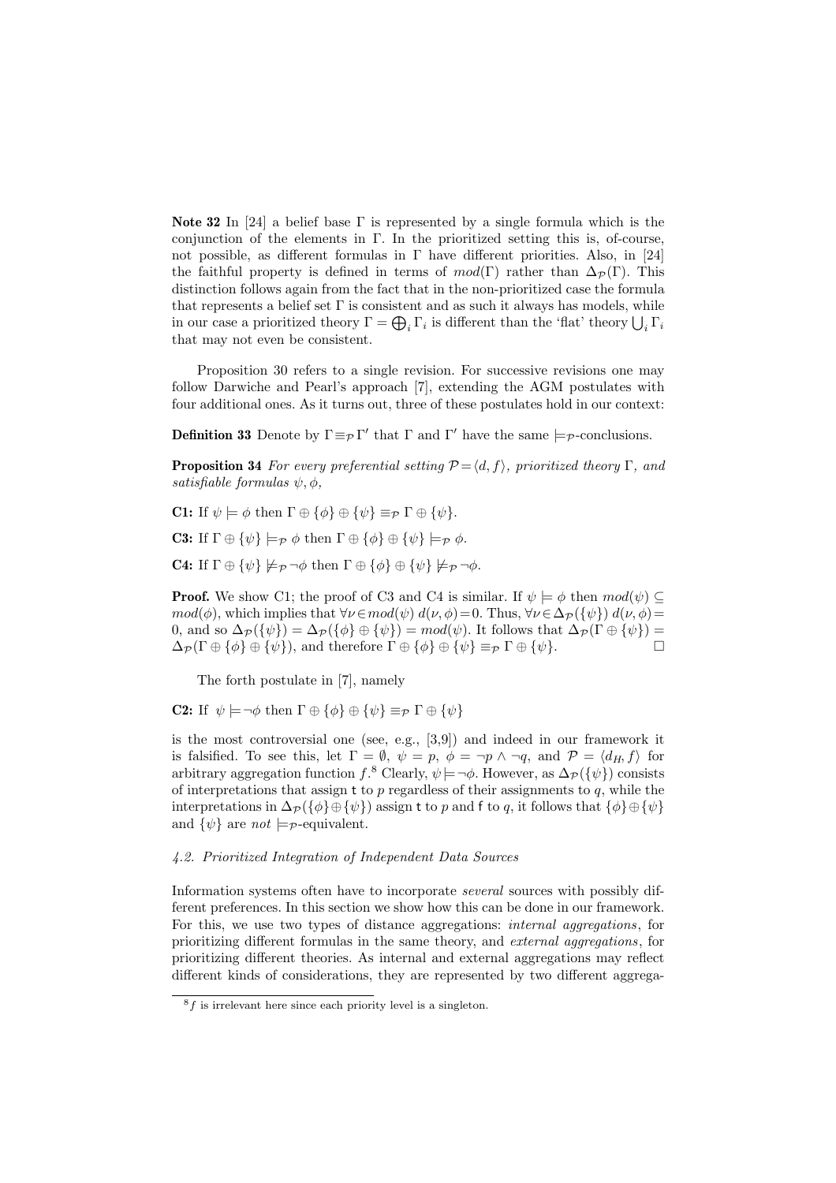**Note 32** In [24] a belief base $\Gamma$ is represented by a single formula which is the conjunction of the elements in $\Gamma$. In the prioritized setting this is, of-course, not possible, as different formulas in $\Gamma$ have different priorities. Also, in [24] the faithful property is defined in terms of $mod(\Gamma)$ rather than $\Delta_{\mathcal{P}}(\Gamma)$. This distinction follows again from the fact that in the non-prioritized case the formula that represents a belief set $\Gamma$ is consistent and as such it always has models, while in our case a prioritized theory $\Gamma = \bigoplus_i \Gamma_i$ is different than the 'flat' theory $\bigcup_i \Gamma_i$ that may not even be consistent.

Proposition 30 refers to a single revision. For successive revisions one may follow Darwiche and Pearl's approach [7], extending the AGM postulates with four additional ones. As it turns out, three of these postulates hold in our context:

**Definition 33** Denote by $\Gamma \equiv_{\mathcal{P}} \Gamma'$ that $\Gamma$ and $\Gamma'$ have the same $\models_{\mathcal{P}}$-conclusions.

**Proposition 34** *For every preferential setting $\mathcal{P} = \langle d, f \rangle$, prioritized theory $\Gamma$, and satisfiable formulas $\psi, \phi$,*

**C1:** If $\psi \models \phi$ then $\Gamma \oplus \{\phi\} \oplus \{\psi\} \equiv_{\mathcal{P}} \Gamma \oplus \{\psi\}$.

**C3:** If $\Gamma \oplus \{\psi\} \models_{\mathcal{P}} \phi$ then $\Gamma \oplus \{\phi\} \oplus \{\psi\} \models_{\mathcal{P}} \phi$.

**C4:** If $\Gamma \oplus \{\psi\} \not\models_{\mathcal{P}} \neg\phi$ then $\Gamma \oplus \{\phi\} \oplus \{\psi\} \not\models_{\mathcal{P}} \neg\phi$.

**Proof.** We show C1; the proof of C3 and C4 is similar. If $\psi \models \phi$ then $mod(\psi) \subseteq mod(\phi)$, which implies that $\forall \nu \in mod(\psi)\ d(\nu, \phi) = 0$. Thus, $\forall \nu \in \Delta_{\mathcal{P}}(\{\psi\})\ d(\nu, \phi) = 0$, and so $\Delta_{\mathcal{P}}(\{\psi\}) = \Delta_{\mathcal{P}}(\{\phi\} \oplus \{\psi\}) = mod(\psi)$. It follows that $\Delta_{\mathcal{P}}(\Gamma \oplus \{\psi\}) = \Delta_{\mathcal{P}}(\Gamma \oplus \{\phi\} \oplus \{\psi\})$, and therefore $\Gamma \oplus \{\phi\} \oplus \{\psi\} \equiv_{\mathcal{P}} \Gamma \oplus \{\psi\}$. □

The forth postulate in [7], namely

**C2:** If $\psi \models \neg\phi$ then $\Gamma \oplus \{\phi\} \oplus \{\psi\} \equiv_{\mathcal{P}} \Gamma \oplus \{\psi\}$

is the most controversial one (see, e.g., [3,9]) and indeed in our framework it is falsified. To see this, let $\Gamma = \emptyset$, $\psi = p$, $\phi = \neg p \wedge \neg q$, and $\mathcal{P} = \langle d_H, f \rangle$ for arbitrary aggregation function $f$.[8] Clearly, $\psi \models \neg\phi$. However, as $\Delta_{\mathcal{P}}(\{\psi\})$ consists of interpretations that assign $\mathsf{t}$ to $p$ regardless of their assignments to $q$, while the interpretations in $\Delta_{\mathcal{P}}(\{\phi\} \oplus \{\psi\})$ assign $\mathsf{t}$ to $p$ and $\mathsf{f}$ to $q$, it follows that $\{\phi\} \oplus \{\psi\}$ and $\{\psi\}$ are *not* $\models_{\mathcal{P}}$-equivalent.

### *4.2. Prioritized Integration of Independent Data Sources*

Information systems often have to incorporate *several* sources with possibly different preferences. In this section we show how this can be done in our framework. For this, we use two types of distance aggregations: *internal aggregations*, for prioritizing different formulas in the same theory, and *external aggregations*, for prioritizing different theories. As internal and external aggregations may reflect different kinds of considerations, they are represented by two different aggrega-

[8] $f$ is irrelevant here since each priority level is a singleton.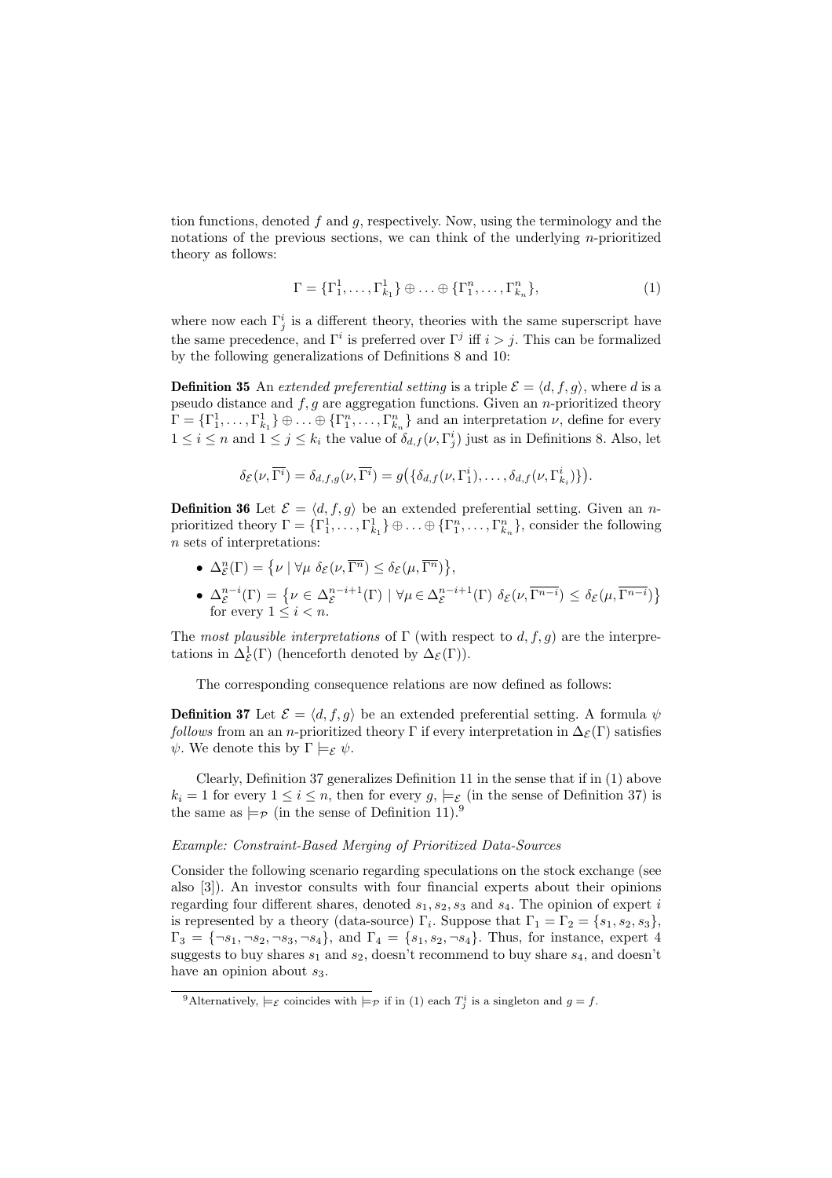tion functions, denoted $f$ and $g$, respectively. Now, using the terminology and the notations of the previous sections, we can think of the underlying $n$-prioritized theory as follows:

$$\Gamma = \{\Gamma^1_1, \ldots, \Gamma^1_{k_1}\} \oplus \ldots \oplus \{\Gamma^n_1, \ldots, \Gamma^n_{k_n}\}, \tag{1}$$

where now each $\Gamma^i_j$ is a different theory, theories with the same superscript have the same precedence, and $\Gamma^i$ is preferred over $\Gamma^j$ iff $i > j$. This can be formalized by the following generalizations of Definitions 8 and 10:

**Definition 35** An *extended preferential setting* is a triple $\mathcal{E} = \langle d, f, g \rangle$, where $d$ is a pseudo distance and $f, g$ are aggregation functions. Given an $n$-prioritized theory $\Gamma = \{\Gamma^1_1, \ldots, \Gamma^1_{k_1}\} \oplus \ldots \oplus \{\Gamma^n_1, \ldots, \Gamma^n_{k_n}\}$ and an interpretation $\nu$, define for every $1 \leq i \leq n$ and $1 \leq j \leq k_i$ the value of $\delta_{d,f}(\nu, \Gamma^i_j)$ just as in Definitions 8. Also, let

$$\delta_{\mathcal{E}}(\nu, \overline{\Gamma^i}) = \delta_{d,f,g}(\nu, \overline{\Gamma^i}) = g\big(\{\delta_{d,f}(\nu, \Gamma^i_1), \ldots, \delta_{d,f}(\nu, \Gamma^i_{k_i})\}\big).$$

**Definition 36** Let $\mathcal{E} = \langle d, f, g \rangle$ be an extended preferential setting. Given an $n$-prioritized theory $\Gamma = \{\Gamma^1_1, \ldots, \Gamma^1_{k_1}\} \oplus \ldots \oplus \{\Gamma^n_1, \ldots, \Gamma^n_{k_n}\}$, consider the following $n$ sets of interpretations:

- $\Delta^n_{\mathcal{E}}(\Gamma) = \big\{\nu \mid \forall \mu \; \delta_{\mathcal{E}}(\nu, \overline{\Gamma^n}) \leq \delta_{\mathcal{E}}(\mu, \overline{\Gamma^n})\big\}$,
- $\Delta^{n-i}_{\mathcal{E}}(\Gamma) = \big\{\nu \in \Delta^{n-i+1}_{\mathcal{E}}(\Gamma) \mid \forall \mu \in \Delta^{n-i+1}_{\mathcal{E}}(\Gamma) \; \delta_{\mathcal{E}}(\nu, \overline{\Gamma^{n-i}}) \leq \delta_{\mathcal{E}}(\mu, \overline{\Gamma^{n-i}})\big\}$ for every $1 \leq i < n$.

The *most plausible interpretations* of $\Gamma$ (with respect to $d, f, g$) are the interpretations in $\Delta^1_{\mathcal{E}}(\Gamma)$ (henceforth denoted by $\Delta_{\mathcal{E}}(\Gamma)$).

The corresponding consequence relations are now defined as follows:

**Definition 37** Let $\mathcal{E} = \langle d, f, g \rangle$ be an extended preferential setting. A formula $\psi$ *follows* from an an $n$-prioritized theory $\Gamma$ if every interpretation in $\Delta_{\mathcal{E}}(\Gamma)$ satisfies $\psi$. We denote this by $\Gamma \models_{\mathcal{E}} \psi$.

Clearly, Definition 37 generalizes Definition 11 in the sense that if in (1) above $k_i = 1$ for every $1 \leq i \leq n$, then for every $g$, $\models_{\mathcal{E}}$ (in the sense of Definition 37) is the same as $\models_{\mathcal{P}}$ (in the sense of Definition 11).[9]

*Example: Constraint-Based Merging of Prioritized Data-Sources*

Consider the following scenario regarding speculations on the stock exchange (see also [3]). An investor consults with four financial experts about their opinions regarding four different shares, denoted $s_1, s_2, s_3$ and $s_4$. The opinion of expert $i$ is represented by a theory (data-source) $\Gamma_i$. Suppose that $\Gamma_1 = \Gamma_2 = \{s_1, s_2, s_3\}$, $\Gamma_3 = \{\neg s_1, \neg s_2, \neg s_3, \neg s_4\}$, and $\Gamma_4 = \{s_1, s_2, \neg s_4\}$. Thus, for instance, expert 4 suggests to buy shares $s_1$ and $s_2$, doesn't recommend to buy share $s_4$, and doesn't have an opinion about $s_3$.

[9] Alternatively, $\models_{\mathcal{E}}$ coincides with $\models_{\mathcal{P}}$ if in (1) each $T^i_j$ is a singleton and $g = f$.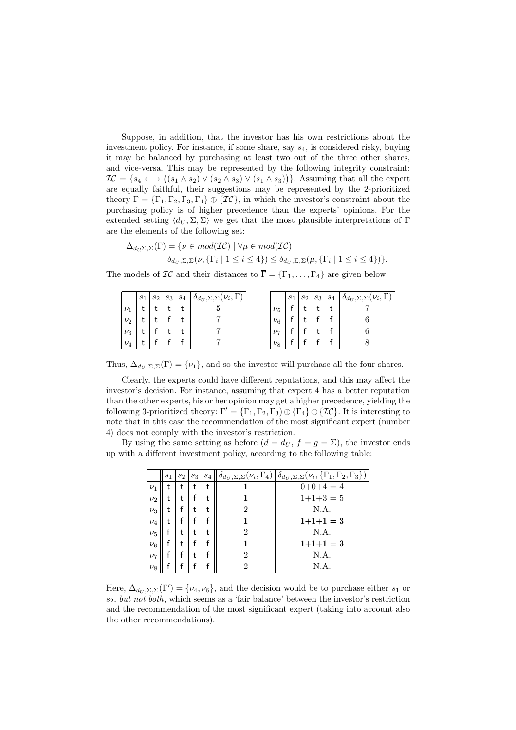Suppose, in addition, that the investor has his own restrictions about the investment policy. For instance, if some share, say $s_4$, is considered risky, buying it may be balanced by purchasing at least two out of the three other shares, and vice-versa. This may be represented by the following integrity constraint: $\mathcal{IC} = \{s_4 \longleftrightarrow \big((s_1 \wedge s_2) \vee (s_2 \wedge s_3) \vee (s_1 \wedge s_3)\big)\}$. Assuming that all the expert are equally faithful, their suggestions may be represented by the 2-prioritized theory $\Gamma = \{\Gamma_1, \Gamma_2, \Gamma_3, \Gamma_4\} \oplus \{\mathcal{IC}\}$, in which the investor's constraint about the purchasing policy is of higher precedence than the experts' opinions. For the extended setting $\langle d_U, \Sigma, \Sigma\rangle$ we get that the most plausible interpretations of $\Gamma$ are the elements of the following set:

$$\Delta_{d_U \Sigma, \Sigma}(\Gamma) = \{\nu \in mod(\mathcal{IC}) \mid \forall \mu \in mod(\mathcal{IC})$$
$$\delta_{d_U, \Sigma, \Sigma}(\nu, \{\Gamma_i \mid 1 \leq i \leq 4\}) \leq \delta_{d_U, \Sigma, \Sigma}(\mu, \{\Gamma_i \mid 1 \leq i \leq 4\})\}.$$

The models of $\mathcal{IC}$ and their distances to $\overline{\Gamma} = \{\Gamma_1, \ldots, \Gamma_4\}$ are given below.

| | $s_1$ | $s_2$ | $s_3$ | $s_4$ | $\delta_{d_U,\Sigma,\Sigma}(\nu_i, \overline{\Gamma})$ |
|---|---|---|---|---|---|
| $\nu_1$ | t | t | t | t | **5** |
| $\nu_2$ | t | t | f | t | 7 |
| $\nu_3$ | t | f | t | t | 7 |
| $\nu_4$ | t | f | f | f | 7 |

| | $s_1$ | $s_2$ | $s_3$ | $s_4$ | $\delta_{d_U,\Sigma,\Sigma}(\nu_i, \overline{\Gamma})$ |
|---|---|---|---|---|---|
| $\nu_5$ | f | t | t | t | 7 |
| $\nu_6$ | f | t | f | f | 6 |
| $\nu_7$ | f | f | t | f | 6 |
| $\nu_8$ | f | f | f | f | 8 |

Thus, $\Delta_{d_U,\Sigma,\Sigma}(\Gamma) = \{\nu_1\}$, and so the investor will purchase all the four shares.

Clearly, the experts could have different reputations, and this may affect the investor's decision. For instance, assuming that expert 4 has a better reputation than the other experts, his or her opinion may get a higher precedence, yielding the following 3-prioritized theory: $\Gamma' = \{\Gamma_1, \Gamma_2, \Gamma_3\} \oplus \{\Gamma_4\} \oplus \{\mathcal{IC}\}$. It is interesting to note that in this case the recommendation of the most significant expert (number 4) does not comply with the investor's restriction.

By using the same setting as before ($d = d_U$, $f = g = \Sigma$), the investor ends up with a different investment policy, according to the following table:

| | $s_1$ | $s_2$ | $s_3$ | $s_4$ | $\delta_{d_U,\Sigma,\Sigma}(\nu_i, \Gamma_4)$ | $\delta_{d_U,\Sigma,\Sigma}(\nu_i, \{\Gamma_1, \Gamma_2, \Gamma_3\})$ |
|---|---|---|---|---|---|---|
| $\nu_1$ | t | t | t | t | **1** | 0+0+4 = 4 |
| $\nu_2$ | t | t | f | t | **1** | 1+1+3 = 5 |
| $\nu_3$ | t | f | t | t | 2 | N.A. |
| $\nu_4$ | t | f | f | f | **1** | **1+1+1 = 3** |
| $\nu_5$ | f | t | t | t | 2 | N.A. |
| $\nu_6$ | f | t | f | f | **1** | **1+1+1 = 3** |
| $\nu_7$ | f | f | t | f | 2 | N.A. |
| $\nu_8$ | f | f | f | f | 2 | N.A. |

Here, $\Delta_{d_U,\Sigma,\Sigma}(\Gamma') = \{\nu_4, \nu_6\}$, and the decision would be to purchase either $s_1$ or $s_2$, *but not both*, which seems as a 'fair balance' between the investor's restriction and the recommendation of the most significant expert (taking into account also the other recommendations).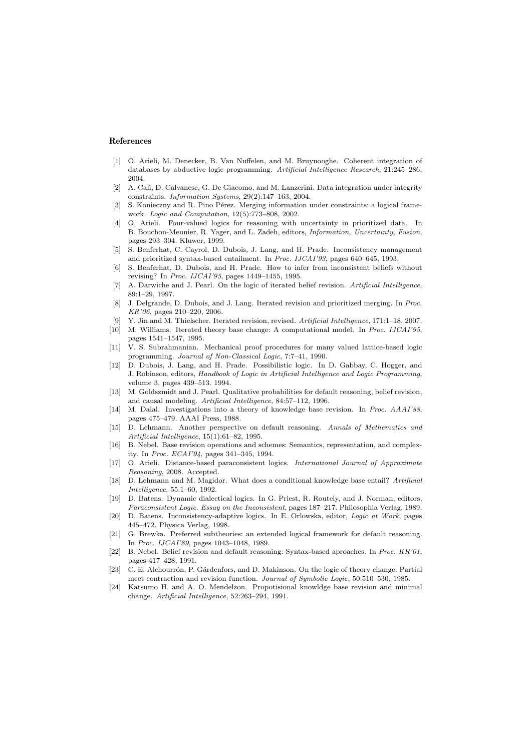## References

[1] O. Arieli, M. Denecker, B. Van Nuffelen, and M. Bruynooghe. Coherent integration of databases by abductive logic programming. *Artificial Intelligence Research*, 21:245–286, 2004.

[2] A. Calì, D. Calvanese, G. De Giacomo, and M. Lanzerini. Data integration under integrity constraints. *Information Systems*, 29(2):147–163, 2004.

[3] S. Konieczny and R. Pino Pérez. Merging information under constraints: a logical framework. *Logic and Computation*, 12(5):773–808, 2002.

[4] O. Arieli. Four-valued logics for reasoning with uncertainty in prioritized data. In B. Bouchon-Meunier, R. Yager, and L. Zadeh, editors, *Information, Uncertainty, Fusion*, pages 293–304. Kluwer, 1999.

[5] S. Benferhat, C. Cayrol, D. Dubois, J. Lang, and H. Prade. Inconsistency management and prioritized syntax-based entailment. In *Proc. IJCAI'93*, pages 640–645, 1993.

[6] S. Benferhat, D. Dubois, and H. Prade. How to infer from inconsistent beliefs without revising? In *Proc. IJCAI'95*, pages 1449–1455, 1995.

[7] A. Darwiche and J. Pearl. On the logic of iterated belief revision. *Artificial Intelligence*, 89:1–29, 1997.

[8] J. Delgrande, D. Dubois, and J. Lang. Iterated revision and prioritized merging. In *Proc. KR'06*, pages 210–220, 2006.

[9] Y. Jin and M. Thielscher. Iterated revision, revised. *Artificial Intelligence*, 171:1–18, 2007.

[10] M. Williams. Iterated theory base change: A computational model. In *Proc. IJCAI'95*, pages 1541–1547, 1995.

[11] V. S. Subrahmanian. Mechanical proof procedures for many valued lattice-based logic programming. *Journal of Non-Classical Logic*, 7:7–41, 1990.

[12] D. Dubois, J. Lang, and H. Prade. Possibilistic logic. In D. Gabbay, C. Hogger, and J. Robinson, editors, *Handbook of Logic in Artificial Intelligence and Logic Programming*, volume 3, pages 439–513. 1994.

[13] M. Goldszmidt and J. Pearl. Qualitative probabilities for default reasoning, belief revision, and causal modeling. *Artificial Intelligence*, 84:57–112, 1996.

[14] M. Dalal. Investigations into a theory of knowledge base revision. In *Proc. AAAI'88*, pages 475–479. AAAI Press, 1988.

[15] D. Lehmann. Another perspective on default reasoning. *Annals of Methematics and Artificial Intelligence*, 15(1):61–82, 1995.

[16] B. Nebel. Base revision operations and schemes: Semantics, representation, and complexity. In *Proc. ECAI'94*, pages 341–345, 1994.

[17] O. Arieli. Distance-based paraconsistent logics. *International Journal of Approximate Reasoning*, 2008. Accepted.

[18] D. Lehmann and M. Magidor. What does a conditional knowledge base entail? *Artificial Intelligence*, 55:1–60, 1992.

[19] D. Batens. Dynamic dialectical logics. In G. Priest, R. Routely, and J. Norman, editors, *Paraconsistent Logic. Essay on the Inconsistent*, pages 187–217. Philosophia Verlag, 1989.

[20] D. Batens. Inconsistency-adaptive logics. In E. Orlowska, editor, *Logic at Work*, pages 445–472. Physica Verlag, 1998.

[21] G. Brewka. Preferred subtheories: an extended logical framework for default reasoning. In *Proc. IJCAI'89*, pages 1043–1048, 1989.

[22] B. Nebel. Belief revision and default reasoning: Syntax-based aproaches. In *Proc. KR'01*, pages 417–428, 1991.

[23] C. E. Alchourrón, P. Gärdenfors, and D. Makinson. On the logic of theory change: Partial meet contraction and revision function. *Journal of Symbolic Logic*, 50:510–530, 1985.

[24] Katsumo H. and A. O. Mendelzon. Propotisional knowldge base revision and minimal change. *Artificial Intelligence*, 52:263–294, 1991.